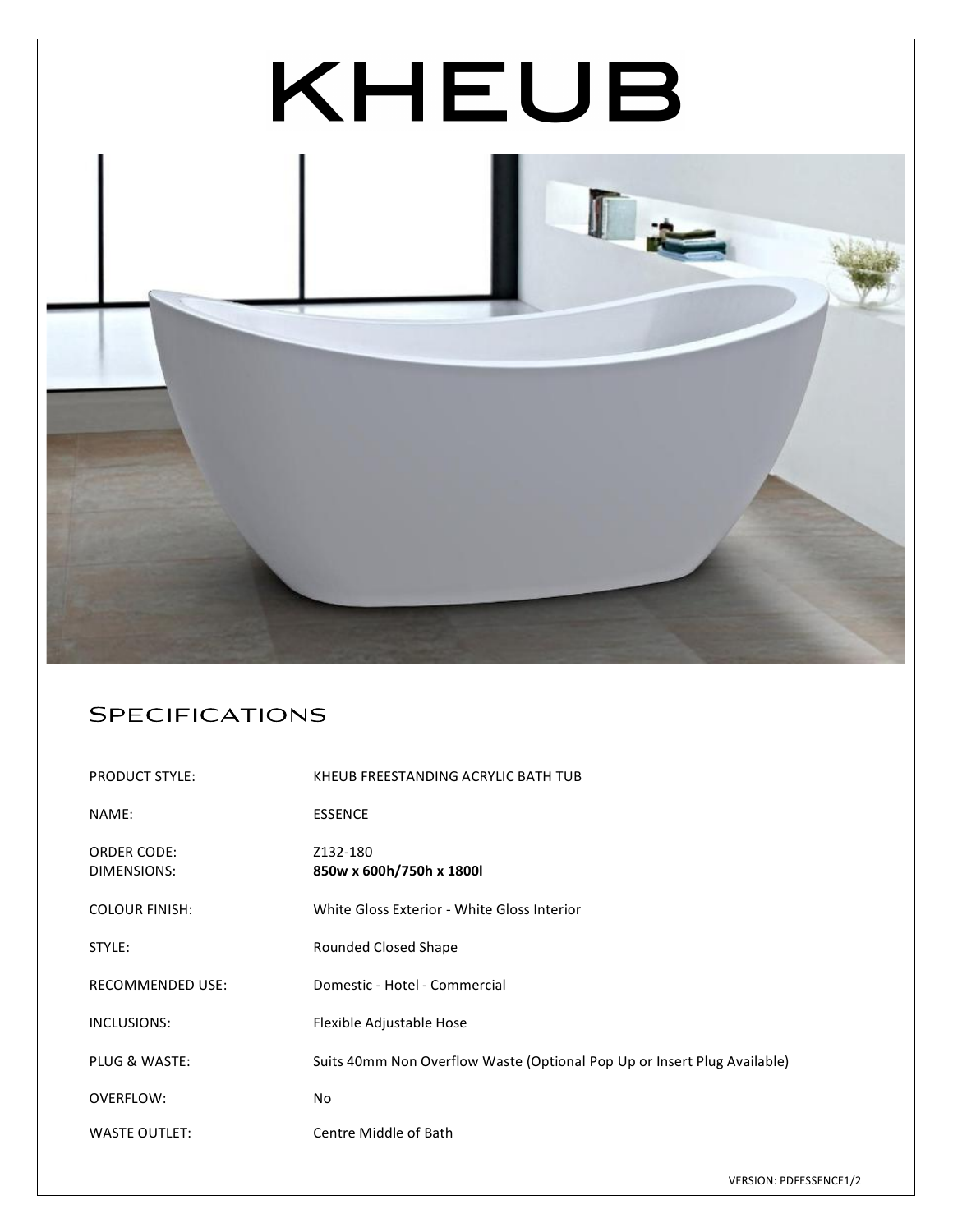# KHEUB

## Specifications

| | |
|---|---|
| PRODUCT STYLE: | KHEUB FREESTANDING ACRYLIC BATH TUB |
| NAME: | ESSENCE |
| ORDER CODE: | Z132-180 |
| DIMENSIONS: | **850w x 600h/750h x 1800l** |
| COLOUR FINISH: | White Gloss Exterior - White Gloss Interior |
| STYLE: | Rounded Closed Shape |
| RECOMMENDED USE: | Domestic - Hotel - Commercial |
| INCLUSIONS: | Flexible Adjustable Hose |
| PLUG & WASTE: | Suits 40mm Non Overflow Waste (Optional Pop Up or Insert Plug Available) |
| OVERFLOW: | No |
| WASTE OUTLET: | Centre Middle of Bath |

VERSION: PDFESSENCE1/2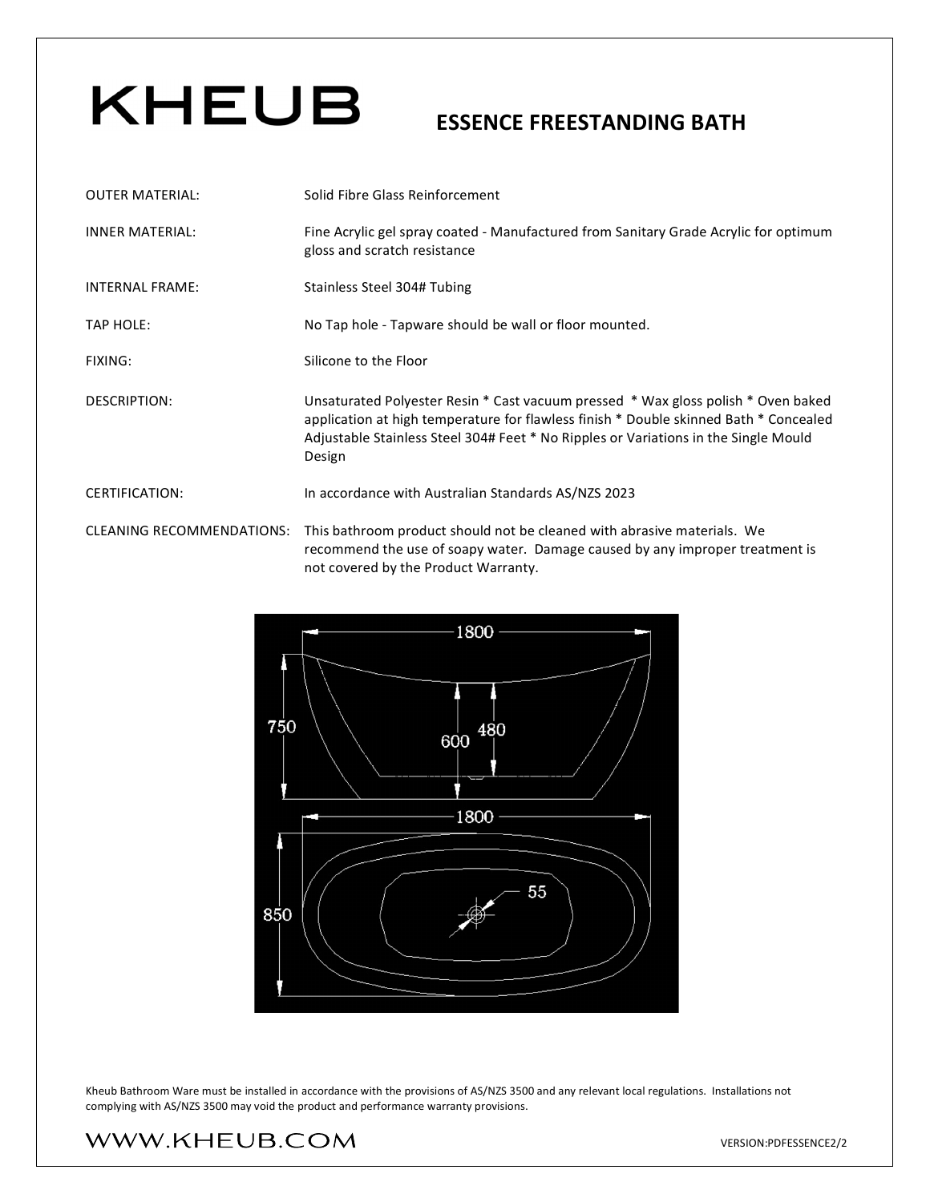# KHEUB

## ESSENCE FREESTANDING BATH

| | |
|---|---|
| OUTER MATERIAL: | Solid Fibre Glass Reinforcement |
| INNER MATERIAL: | Fine Acrylic gel spray coated - Manufactured from Sanitary Grade Acrylic for optimum gloss and scratch resistance |
| INTERNAL FRAME: | Stainless Steel 304# Tubing |
| TAP HOLE: | No Tap hole - Tapware should be wall or floor mounted. |
| FIXING: | Silicone to the Floor |
| DESCRIPTION: | Unsaturated Polyester Resin * Cast vacuum pressed * Wax gloss polish * Oven baked application at high temperature for flawless finish * Double skinned Bath * Concealed Adjustable Stainless Steel 304# Feet * No Ripples or Variations in the Single Mould Design |
| CERTIFICATION: | In accordance with Australian Standards AS/NZS 2023 |
| CLEANING RECOMMENDATIONS: | This bathroom product should not be cleaned with abrasive materials. We recommend the use of soapy water. Damage caused by any improper treatment is not covered by the Product Warranty. |

1800

750

600

480

1800

850

55

Kheub Bathroom Ware must be installed in accordance with the provisions of AS/NZS 3500 and any relevant local regulations. Installations not complying with AS/NZS 3500 may void the product and performance warranty provisions.

WWW.KHEUB.COM

VERSION:PDFESSENCE2/2